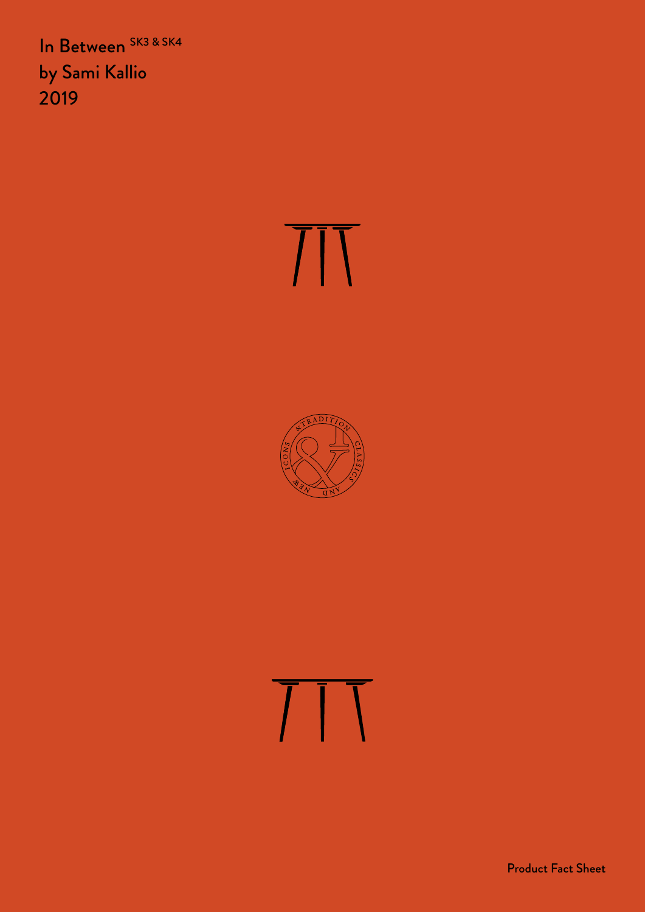# In Between [SK3 & SK4]
# by Sami Kallio
# 2019

Product Fact Sheet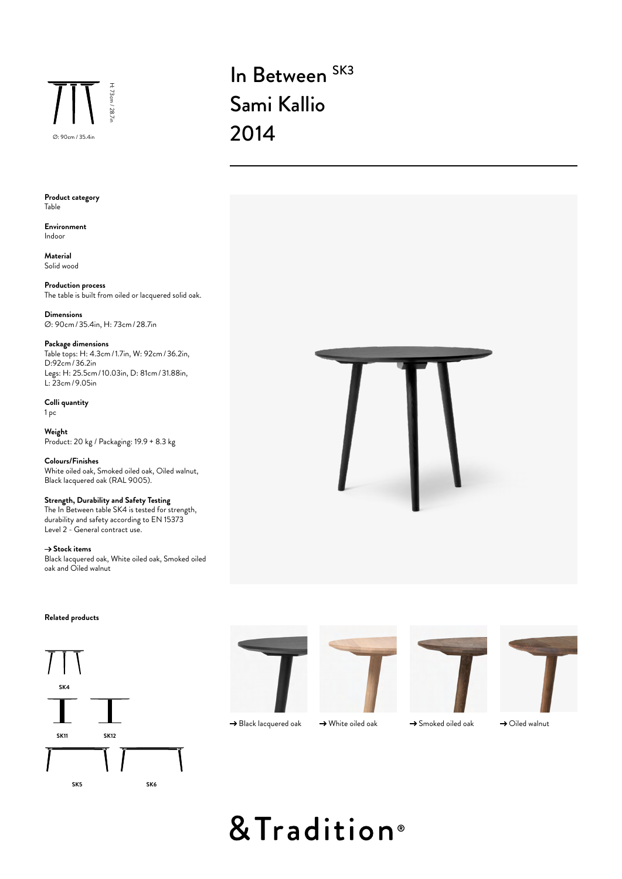H: 73cm / 28.7in

Ø: 90cm / 35.4in

# In Between SK3
# Sami Kallio
# 2014

**Product category**
Table

**Environment**
Indoor

**Material**
Solid wood

**Production process**
The table is built from oiled or lacquered solid oak.

**Dimensions**
Ø: 90cm / 35.4in, H: 73cm / 28.7in

**Package dimensions**
Table tops: H: 4.3cm / 1.7in, W: 92cm / 36.2in, D:92cm / 36.2in
Legs: H: 25.5cm / 10.03in, D: 81cm / 31.88in, L: 23cm / 9.05in

**Colli quantity**
1 pc

**Weight**
Product: 20 kg / Packaging: 19.9 + 8.3 kg

**Colours/Finishes**
White oiled oak, Smoked oiled oak, Oiled walnut, Black lacquered oak (RAL 9005).

**Strength, Durability and Safety Testing**
The In Between table SK4 is tested for strength, durability and safety according to EN 15373 Level 2 - General contract use.

**→ Stock items**
Black lacquered oak, White oiled oak, Smoked oiled oak and Oiled walnut

**Related products**

SK4

SK11 SK12

SK5 SK6

→ Black lacquered oak → White oiled oak → Smoked oiled oak → Oiled walnut

&Tradition®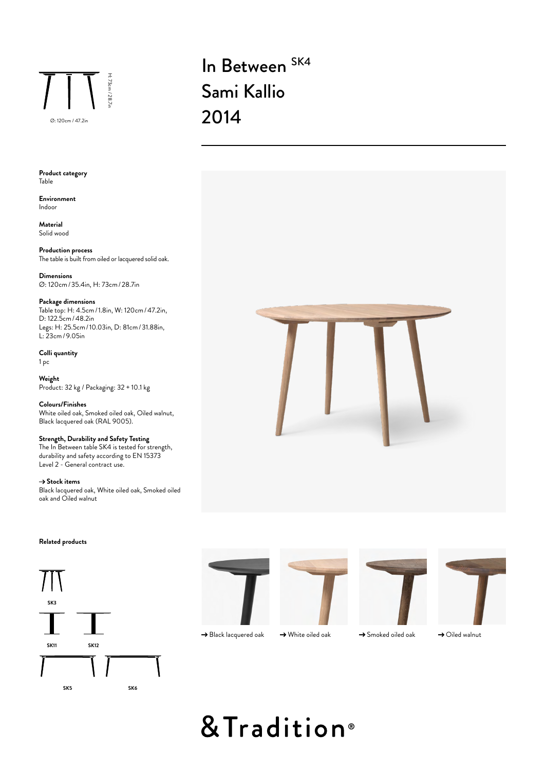H: 73cm / 28.7in

Ø: 120cm / 47.2in

# In Between SK4
# Sami Kallio
# 2014

**Product category**
Table

**Environment**
Indoor

**Material**
Solid wood

**Production process**
The table is built from oiled or lacquered solid oak.

**Dimensions**
Ø: 120cm / 35.4in, H: 73cm / 28.7in

**Package dimensions**
Table top: H: 4.5cm / 1.8in, W: 120cm / 47.2in, D: 122.5cm / 48.2in
Legs: H: 25.5cm / 10.03in, D: 81cm / 31.88in, L: 23cm / 9.05in

**Colli quantity**
1 pc

**Weight**
Product: 32 kg / Packaging: 32 + 10.1 kg

**Colours/Finishes**
White oiled oak, Smoked oiled oak, Oiled walnut, Black lacquered oak (RAL 9005).

**Strength, Durability and Safety Testing**
The In Between table SK4 is tested for strength, durability and safety according to EN 15373 Level 2 - General contract use.

**→ Stock items**
Black lacquered oak, White oiled oak, Smoked oiled oak and Oiled walnut

**Related products**

SK3

SK11 SK12

SK5 SK6

→ Black lacquered oak → White oiled oak → Smoked oiled oak → Oiled walnut

&Tradition®